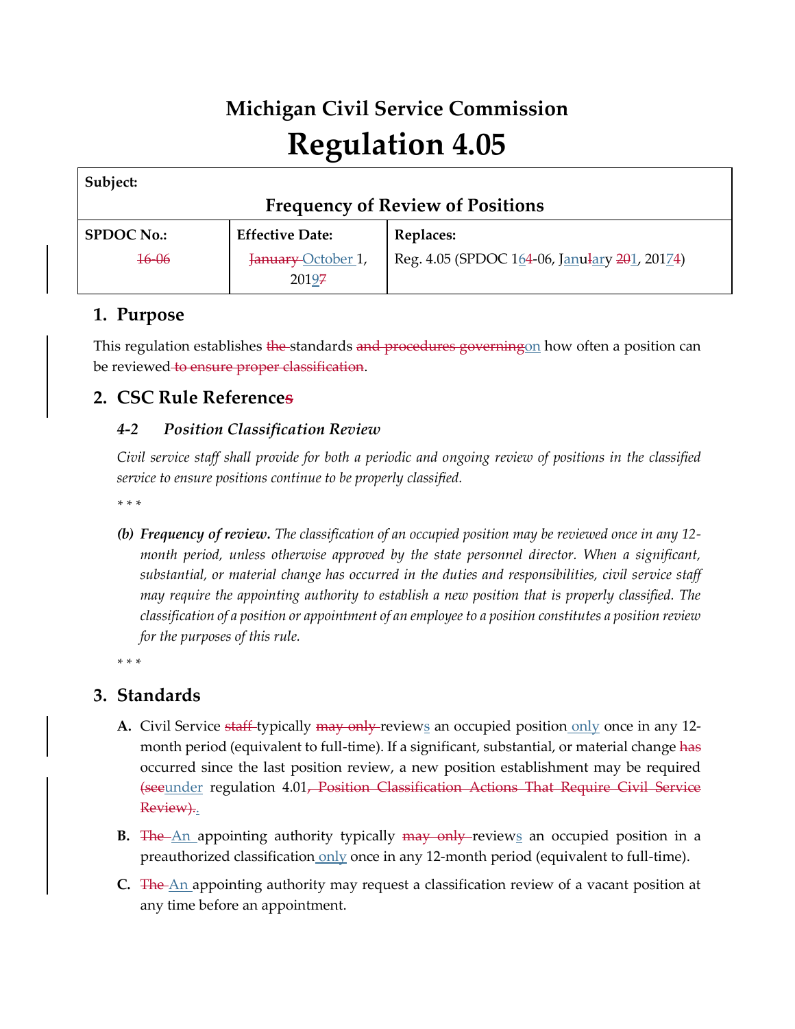# Michigan Civil Service Commission

# Regulation 4.05

| **Subject:** | | |
|---|---|---|
| **Frequency of Review of Positions** | | |
| **SPDOC No.:** | **Effective Date:** | **Replaces:** |
| ~~16-06~~ | ~~January~~ October 1, 2019~~7~~ | Reg. 4.05 (SPDOC 16~~4~~-06, Janu~~l~~ary ~~20~~1, 2017~~4~~) |

## 1. Purpose

This regulation establishes ~~the~~ standards ~~and procedures governing~~on how often a position can be reviewed ~~to ensure proper classification~~.

## 2. CSC Rule Reference~~s~~

### *4-2 Position Classification Review*

*Civil service staff shall provide for both a periodic and ongoing review of positions in the classified service to ensure positions continue to be properly classified.*

\* \* \*

*(b)* ***Frequency of review.*** *The classification of an occupied position may be reviewed once in any 12-month period, unless otherwise approved by the state personnel director. When a significant, substantial, or material change has occurred in the duties and responsibilities, civil service staff may require the appointing authority to establish a new position that is properly classified. The classification of a position or appointment of an employee to a position constitutes a position review for the purposes of this rule.*

\* \* \*

## 3. Standards

**A.** Civil Service ~~staff~~ typically ~~may only~~ reviews an occupied position only once in any 12-month period (equivalent to full-time). If a significant, substantial, or material change ~~has~~ occurred since the last position review, a new position establishment may be required ~~(see~~under regulation 4.01~~, Position Classification Actions That Require Civil Service Review).~~.

**B.** ~~The~~ An appointing authority typically ~~may only~~ reviews an occupied position in a preauthorized classification only once in any 12-month period (equivalent to full-time).

**C.** ~~The~~ An appointing authority may request a classification review of a vacant position at any time before an appointment.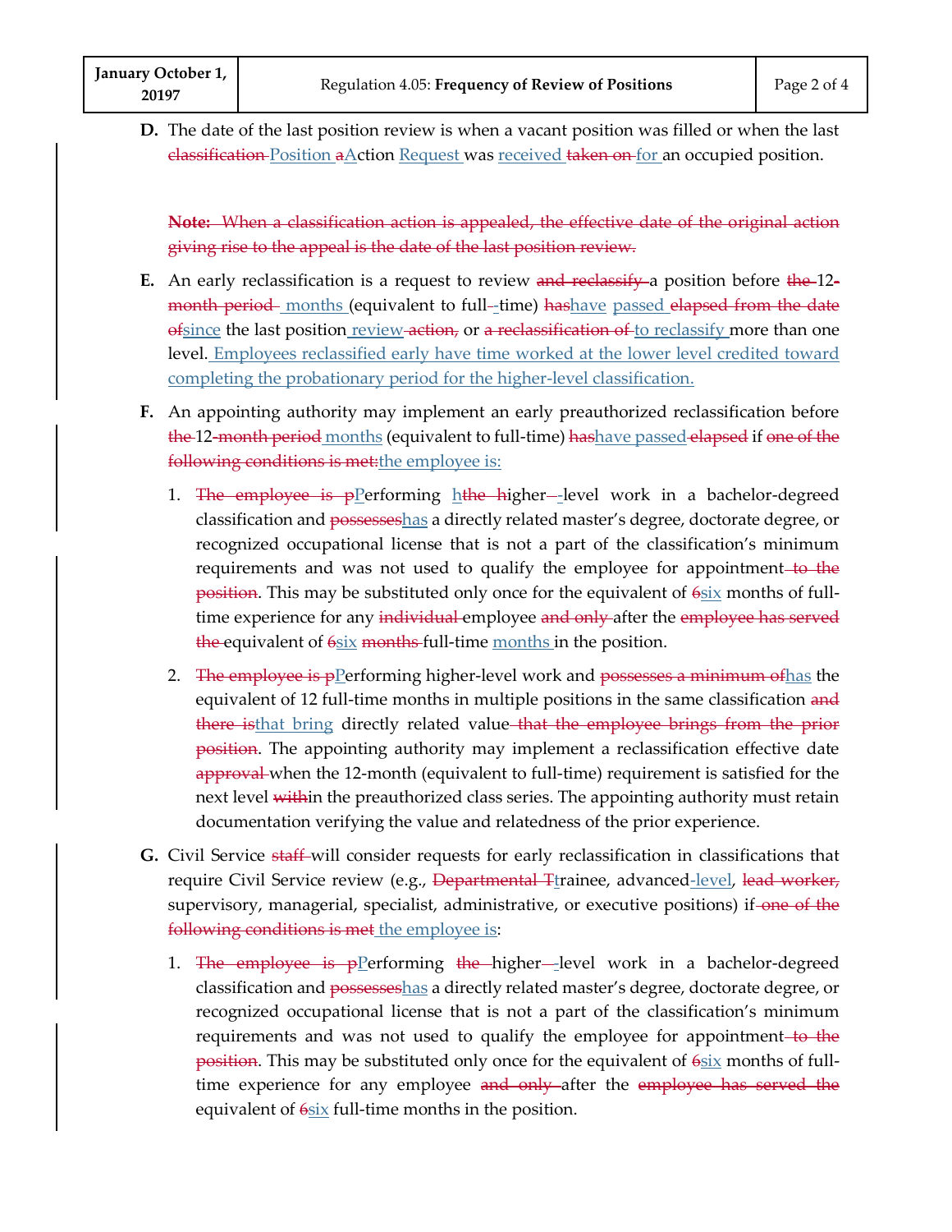D. The date of the last position review is when a vacant position was filled or when the last ~~classification~~ Position ~~a~~Action Request was received ~~taken on~~ for an occupied position.

~~**Note:** When a classification action is appealed, the effective date of the original action giving rise to the appeal is the date of the last position review.~~

E. An early reclassification is a request to review ~~and reclassify~~ a position before ~~the~~ 12~~-month period~~ months (equivalent to full-time) ~~has~~have passed ~~elapsed from the date of~~since the last position review ~~action,~~ or ~~a reclassification of~~ to reclassify more than one level. Employees reclassified early have time worked at the lower level credited toward completing the probationary period for the higher-level classification.

F. An appointing authority may implement an early preauthorized reclassification before ~~the~~ 12~~-month period~~ months (equivalent to full-time) ~~has~~have passed ~~elapsed~~ if ~~one of the following conditions is met:~~the employee is:

   1. ~~The employee is p~~Performing ~~the~~ higher-level work in a bachelor-degreed classification and ~~possesses~~has a directly related master's degree, doctorate degree, or recognized occupational license that is not a part of the classification's minimum requirements and was not used to qualify the employee for appointment~~ to the position~~. This may be substituted only once for the equivalent of ~~6~~six months of full-time experience for any ~~individual~~ employee ~~and only~~ after the ~~employee has served the~~ equivalent of ~~6~~six ~~months~~ full-time months in the position.

   2. ~~The employee is p~~Performing higher-level work and ~~possesses a minimum of~~has the equivalent of 12 full-time months in multiple positions in the same classification ~~and there is~~that bring directly related value ~~that the employee brings from the prior position~~. The appointing authority may implement a reclassification effective date ~~approval~~ when the 12-month (equivalent to full-time) requirement is satisfied for the next level ~~with~~in the preauthorized class series. The appointing authority must retain documentation verifying the value and relatedness of the prior experience.

G. Civil Service ~~staff~~ will consider requests for early reclassification in classifications that require Civil Service review (e.g., ~~Departmental T~~trainee, advanced-level, ~~lead worker,~~ supervisory, managerial, specialist, administrative, or executive positions) if ~~one of the following conditions is met~~ the employee is:

   1. ~~The employee is p~~Performing ~~the~~ higher-level work in a bachelor-degreed classification and ~~possesses~~has a directly related master's degree, doctorate degree, or recognized occupational license that is not a part of the classification's minimum requirements and was not used to qualify the employee for appointment~~ to the position~~. This may be substituted only once for the equivalent of ~~6~~six months of full-time experience for any employee ~~and only~~ after the ~~employee has served the~~ equivalent of ~~6~~six full-time months in the position.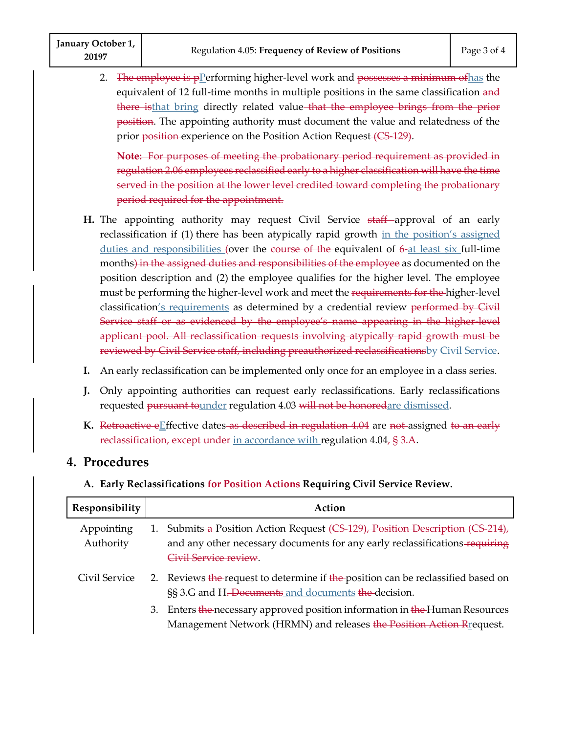2. ~~The employee is p~~<u>P</u>erforming higher-level work and ~~possesses a minimum of~~<u>has</u> the equivalent of 12 full-time months in multiple positions in the same classification ~~and there is~~<u>that bring</u> directly related value~~ that the employee brings from the prior position~~. The appointing authority must document the value and relatedness of the prior ~~position~~ experience on the Position Action Request~~ (CS-129)~~.

   ~~**Note:** For purposes of meeting the probationary period requirement as provided in regulation 2.06 employees reclassified early to a higher classification will have the time served in the position at the lower level credited toward completing the probationary period required for the appointment.~~

**H.** The appointing authority may request Civil Service ~~staff~~ approval of an early reclassification if (1) there has been atypically rapid growth <u>in the position's assigned duties and responsibilities</u> ~~(~~over the ~~course of the~~ equivalent of ~~6~~ <u>at least six</u> full-time months~~) in the assigned duties and responsibilities of the employee~~ as documented on the position description and (2) the employee qualifies for the higher level. The employee must be performing the higher-level work and meet the ~~requirements for the~~ higher-level classification<u>'s requirements</u> as determined by a credential review ~~performed by Civil Service staff or as evidenced by the employee's name appearing in the higher-level applicant pool. All reclassification requests involving atypically rapid growth must be reviewed by Civil Service staff, including preauthorized reclassifications~~<u>by Civil Service</u>.

**I.** An early reclassification can be implemented only once for an employee in a class series.

**J.** Only appointing authorities can request early reclassifications. Early reclassifications requested ~~pursuant to~~<u>under</u> regulation 4.03 ~~will not be honored~~<u>are dismissed</u>.

**K.** ~~Retroactive e~~<u>E</u>ffective dates~~ as described in regulation 4.04~~ are ~~not~~ assigned ~~to an early reclassification, except under~~ <u>in accordance with</u> regulation 4.04~~, § 3.A~~.

## 4. Procedures

### A. Early Reclassifications ~~for Position Actions~~ Requiring Civil Service Review.

| Responsibility | Action |
|---|---|
| Appointing Authority | 1. Submits ~~a~~ Position Action Request ~~(CS-129), Position Description (CS-214),~~ and any other necessary documents for any early reclassifications ~~requiring Civil Service review~~. |
| Civil Service | 2. Reviews ~~the~~ request to determine if ~~the~~ position can be reclassified based on §§ 3.G and H. ~~Documents~~ <u>and documents</u> ~~the~~ decision. |
| | 3. Enters ~~the~~ necessary approved position information in ~~the~~ Human Resources Management Network (HRMN) and releases ~~the Position Action R~~<u>r</u>equest. |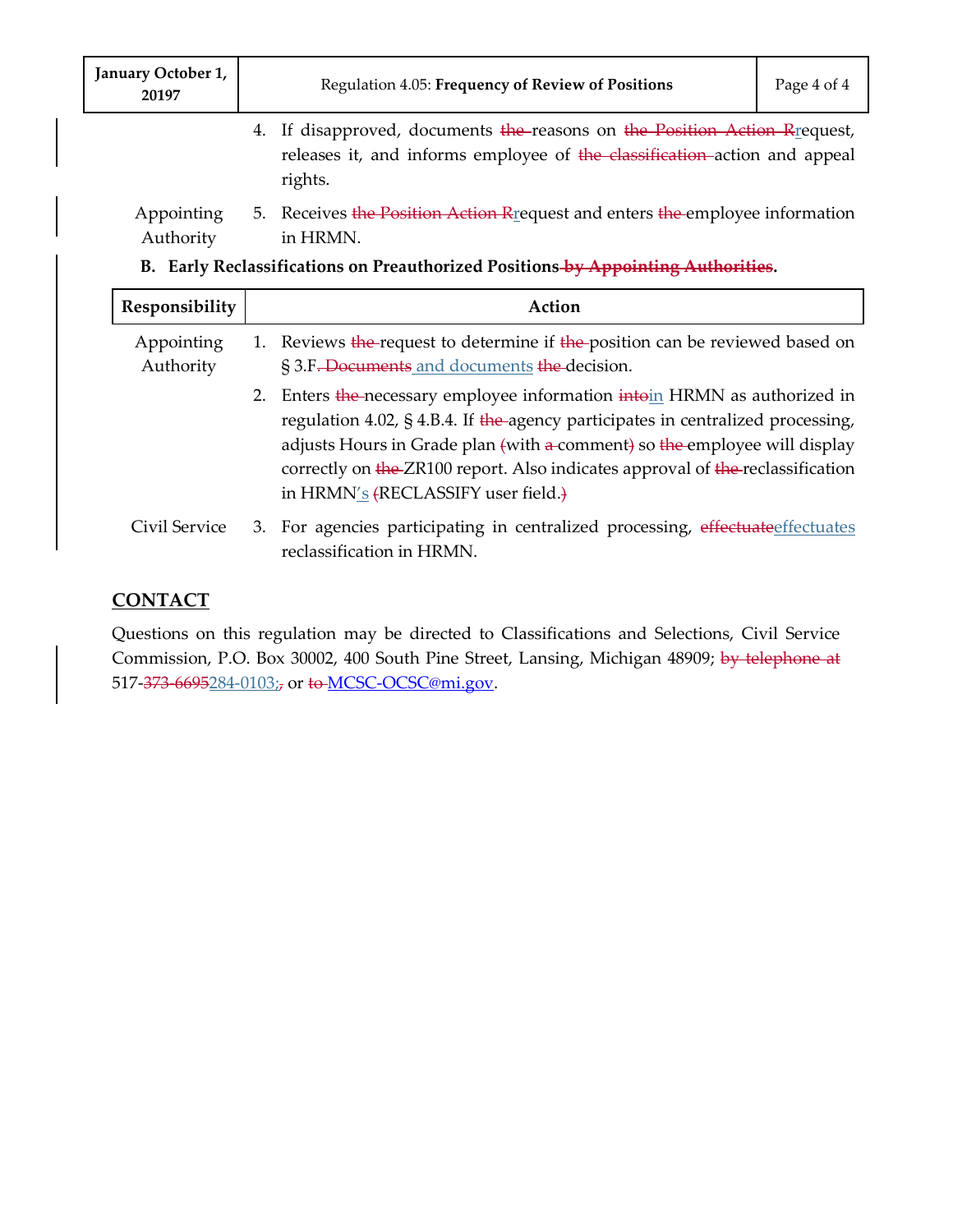| | |
|---|---|
| | 4. If disapproved, documents ~~the~~ reasons on ~~the Position Action R~~request, releases it, and informs employee of ~~the classification~~ action and appeal rights. |
| Appointing Authority | 5. Receives ~~the Position Action R~~request and enters ~~the~~ employee information in HRMN. |

**B. Early Reclassifications on Preauthorized Positions ~~by Appointing Authorities~~.**

| Responsibility | Action |
|---|---|
| Appointing Authority | 1. Reviews ~~the~~ request to determine if ~~the~~ position can be reviewed based on § 3.F~~. Documents~~ and documents ~~the~~ decision. |
| | 2. Enters ~~the~~ necessary employee information ~~into~~in HRMN as authorized in regulation 4.02, § 4.B.4. If ~~the~~ agency participates in centralized processing, adjusts Hours in Grade plan ~~(~~with ~~a~~ comment~~)~~ so ~~the~~ employee will display correctly on ~~the~~ ZR100 report. Also indicates approval of ~~the~~ reclassification in HRMN's ~~(~~RECLASSIFY user field.~~)~~ |
| Civil Service | 3. For agencies participating in centralized processing, ~~effectuate~~effectuates reclassification in HRMN. |

## CONTACT

Questions on this regulation may be directed to Classifications and Selections, Civil Service Commission, P.O. Box 30002, 400 South Pine Street, Lansing, Michigan 48909; ~~by telephone at~~ 517-~~373-6695~~284-0103;~~,~~ or ~~to~~ MCSC-OCSC@mi.gov.